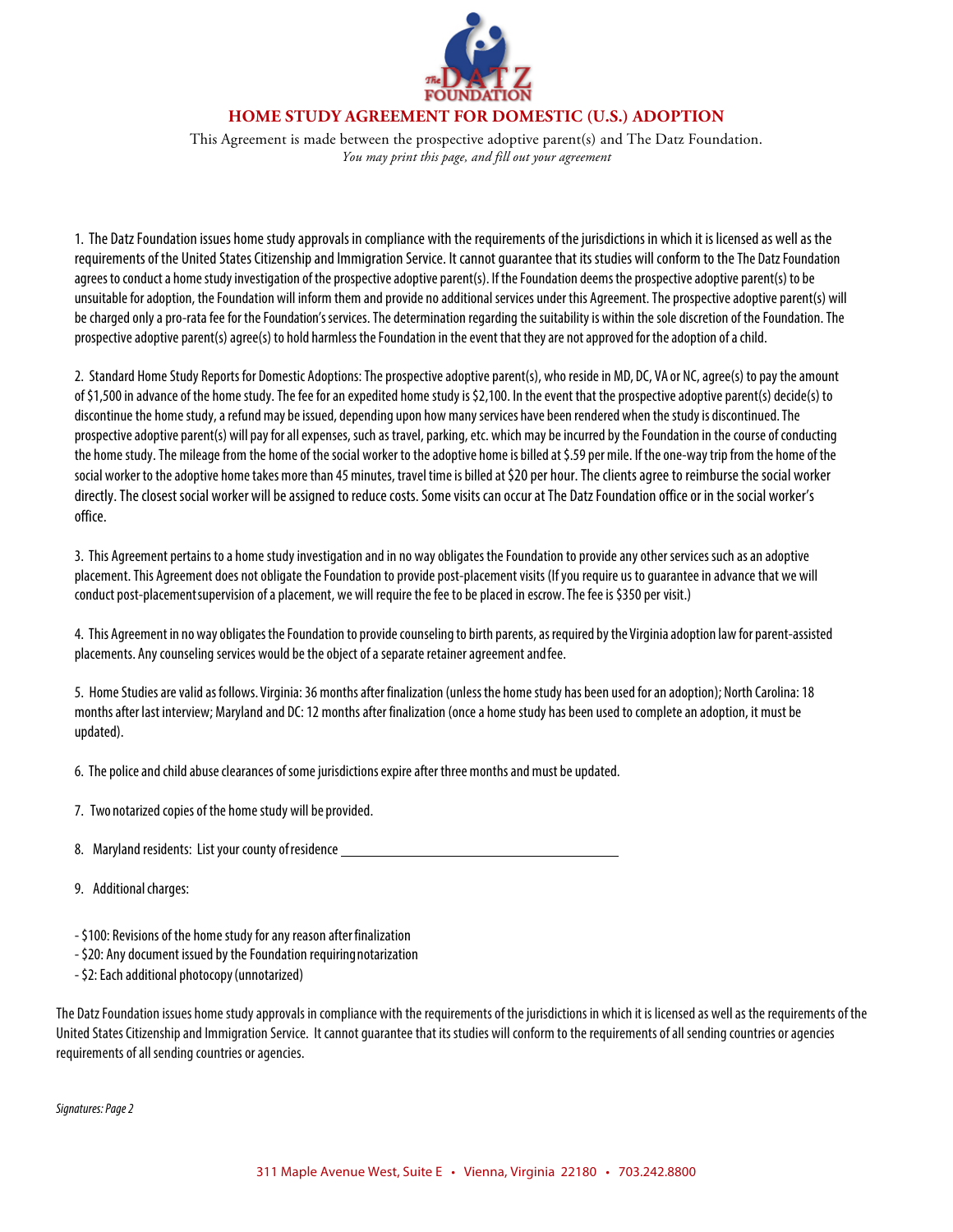# HOME STUDY AGREEMENT FOR DOMESTIC (U.S.) ADOPTION

This Agreement is made between the prospective adoptive parent(s) and The Datz Foundation.

*You may print this page, and fill out your agreement*

1. The Datz Foundation issues home study approvals in compliance with the requirements of the jurisdictions in which it is licensed as well as the requirements of the United States Citizenship and Immigration Service. It cannot guarantee that its studies will conform to the The Datz Foundation agrees to conduct a home study investigation of the prospective adoptive parent(s). If the Foundation deems the prospective adoptive parent(s) to be unsuitable for adoption, the Foundation will inform them and provide no additional services under this Agreement. The prospective adoptive parent(s) will be charged only a pro-rata fee for the Foundation's services. The determination regarding the suitability is within the sole discretion of the Foundation. The prospective adoptive parent(s) agree(s) to hold harmless the Foundation in the event that they are not approved for the adoption of a child.

2. Standard Home Study Reports for Domestic Adoptions: The prospective adoptive parent(s), who reside in MD, DC, VA or NC, agree(s) to pay the amount of $1,500 in advance of the home study. The fee for an expedited home study is $2,100. In the event that the prospective adoptive parent(s) decide(s) to discontinue the home study, a refund may be issued, depending upon how many services have been rendered when the study is discontinued. The prospective adoptive parent(s) will pay for all expenses, such as travel, parking, etc. which may be incurred by the Foundation in the course of conducting the home study. The mileage from the home of the social worker to the adoptive home is billed at $.59 per mile. If the one-way trip from the home of the social worker to the adoptive home takes more than 45 minutes, travel time is billed at $20 per hour. The clients agree to reimburse the social worker directly. The closest social worker will be assigned to reduce costs. Some visits can occur at The Datz Foundation office or in the social worker's office.

3. This Agreement pertains to a home study investigation and in no way obligates the Foundation to provide any other services such as an adoptive placement. This Agreement does not obligate the Foundation to provide post-placement visits (If you require us to guarantee in advance that we will conduct post-placement supervision of a placement, we will require the fee to be placed in escrow. The fee is $350 per visit.)

4. This Agreement in no way obligates the Foundation to provide counseling to birth parents, as required by the Virginia adoption law for parent-assisted placements. Any counseling services would be the object of a separate retainer agreement and fee.

5. Home Studies are valid as follows. Virginia: 36 months after finalization (unless the home study has been used for an adoption); North Carolina: 18 months after last interview; Maryland and DC: 12 months after finalization (once a home study has been used to complete an adoption, it must be updated).

6. The police and child abuse clearances of some jurisdictions expire after three months and must be updated.

7. Two notarized copies of the home study will be provided.

8. Maryland residents: List your county of residence ________________________________

9. Additional charges:

- $100: Revisions of the home study for any reason after finalization
- $20: Any document issued by the Foundation requiring notarization
- $2: Each additional photocopy (unnotarized)

The Datz Foundation issues home study approvals in compliance with the requirements of the jurisdictions in which it is licensed as well as the requirements of the United States Citizenship and Immigration Service. It cannot guarantee that its studies will conform to the requirements of all sending countries or agencies requirements of all sending countries or agencies.

*Signatures: Page 2*

311 Maple Avenue West, Suite E • Vienna, Virginia 22180 • 703.242.8800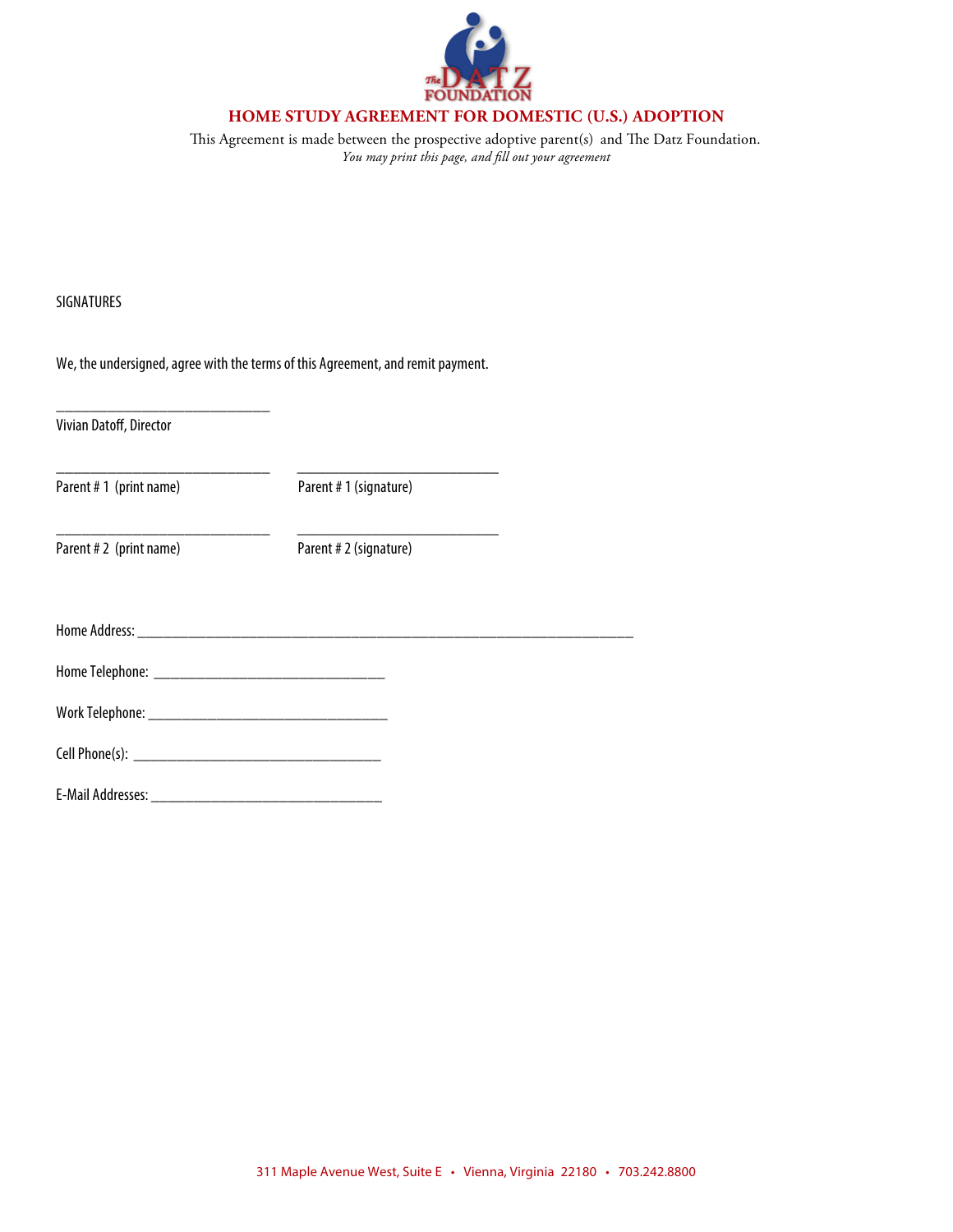# HOME STUDY AGREEMENT FOR DOMESTIC (U.S.) ADOPTION

This Agreement is made between the prospective adoptive parent(s) and The Datz Foundation.

*You may print this page, and fill out your agreement*

SIGNATURES

We, the undersigned, agree with the terms of this Agreement, and remit payment.

______________________________

Vivian Datoff, Director

______________________________ ______________________________

Parent # 1 (print name) Parent # 1 (signature)

______________________________ ______________________________

Parent # 2 (print name) Parent # 2 (signature)

Home Address: ______________________________________________________________________

Home Telephone: ________________________________

Work Telephone: _________________________________

Cell Phone(s): __________________________________

E-Mail Addresses: ________________________________

311 Maple Avenue West, Suite E • Vienna, Virginia 22180 • 703.242.8800